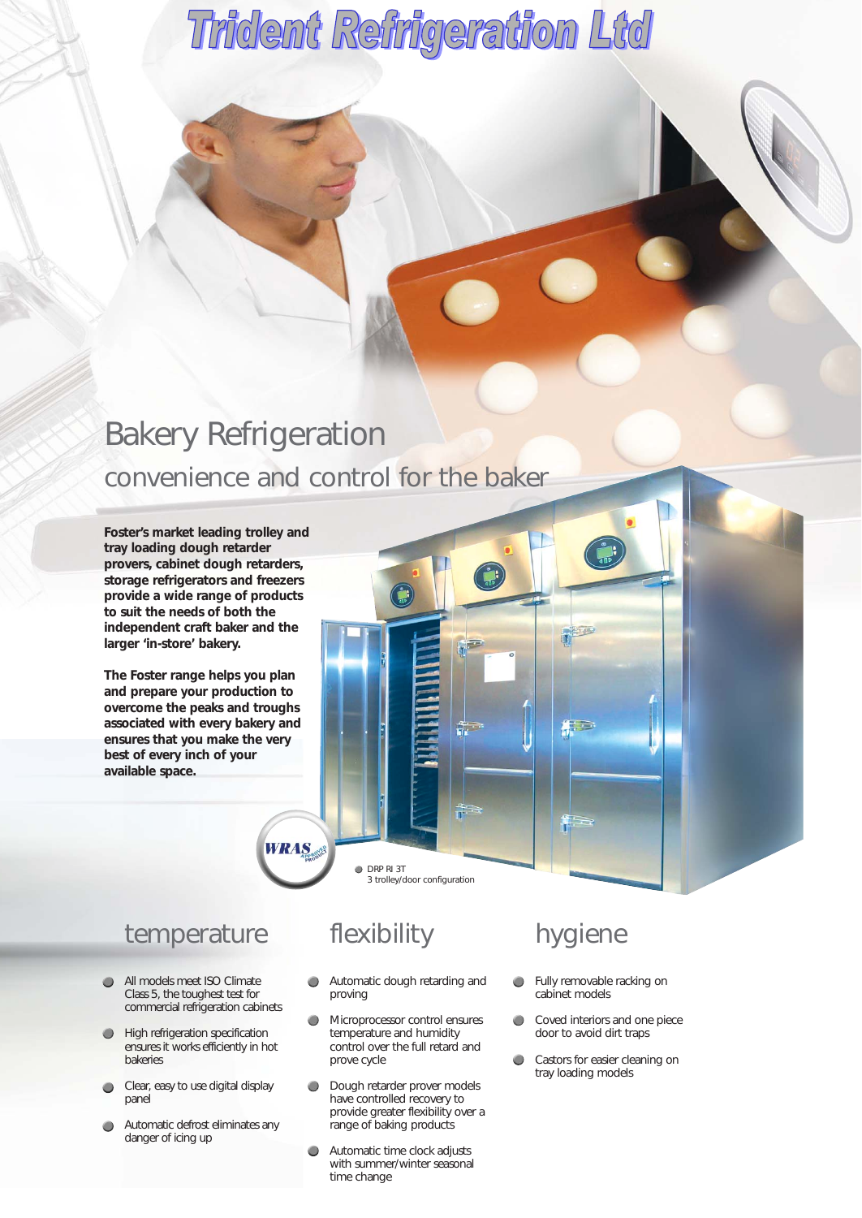# Trident Refrigeration Ltd

## Bakery Refrigeration

### convenience and control for the baker

**Foster's market leading trolley and tray loading dough retarder provers, cabinet dough retarders, storage refrigerators and freezers provide a wide range of products to suit the needs of both the independent craft baker and the larger 'in-store' bakery.**

**The Foster range helps you plan and prepare your production to overcome the peaks and troughs associated with every bakery and ensures that you make the very best of every inch of your available space.**

WRAS APPROVED PRODUCT

DRP RI 3T
3 trolley/door configuration

## temperature

- All models meet ISO Climate Class 5, the toughest test for commercial refrigeration cabinets
- High refrigeration specification ensures it works efficiently in hot bakeries
- Clear, easy to use digital display panel
- Automatic defrost eliminates any danger of icing up

## flexibility

- Automatic dough retarding and proving
- Microprocessor control ensures temperature and humidity control over the full retard and prove cycle
- Dough retarder prover models have controlled recovery to provide greater flexibility over a range of baking products
- Automatic time clock adjusts with summer/winter seasonal time change

## hygiene

- Fully removable racking on cabinet models
- Coved interiors and one piece door to avoid dirt traps
- Castors for easier cleaning on tray loading models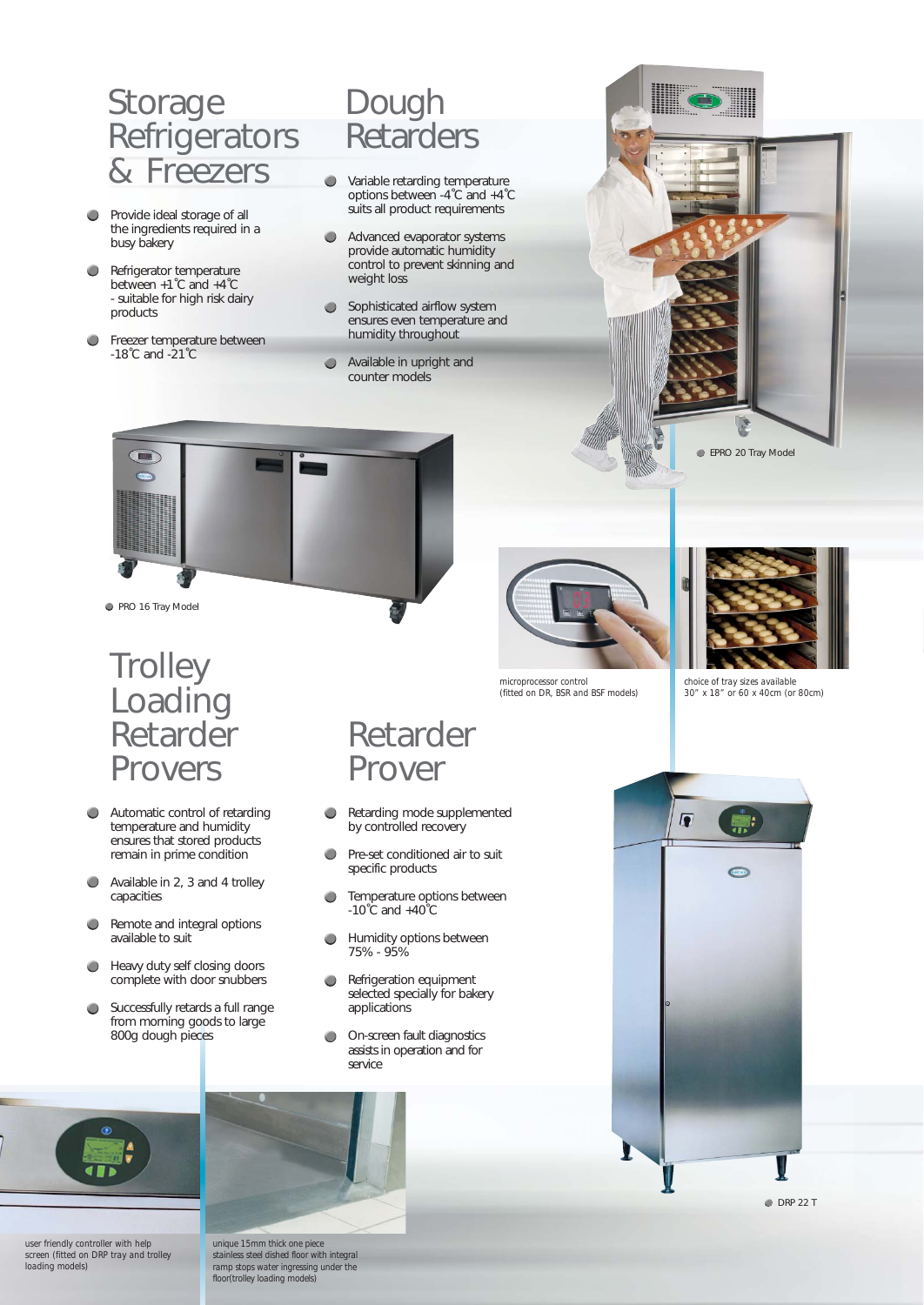# Storage Refrigerators & Freezers

- Provide ideal storage of all the ingredients required in a busy bakery
- Refrigerator temperature between +1˚C and +4˚C - suitable for high risk dairy products
- Freezer temperature between -18˚C and -21˚C

# Dough Retarders

- Variable retarding temperature options between -4˚C and +4˚C suits all product requirements
- Advanced evaporator systems provide automatic humidity control to prevent skinning and weight loss
- Sophisticated airflow system ensures even temperature and humidity throughout
- Available in upright and counter models

EPRO 20 Tray Model

PRO 16 Tray Model

microprocessor control (fitted on DR, BSR and BSF models)

choice of tray sizes available 30" x 18" or 60 x 40cm (or 80cm)

# Trolley Loading Retarder Provers

- Automatic control of retarding temperature and humidity ensures that stored products remain in prime condition
- Available in 2, 3 and 4 trolley capacities
- Remote and integral options available to suit
- Heavy duty self closing doors complete with door snubbers
- Successfully retards a full range from morning goods to large 800g dough pieces

# Retarder Prover

- Retarding mode supplemented by controlled recovery
- Pre-set conditioned air to suit specific products
- Temperature options between -10˚C and +40˚C
- Humidity options between 75% - 95%
- Refrigeration equipment selected specially for bakery applications
- On-screen fault diagnostics assists in operation and for service

DRP 22 T

user friendly controller with help screen (fitted on DRP tray and trolley loading models)

unique 15mm thick one piece stainless steel dished floor with integral ramp stops water ingressing under the floor(trolley loading models)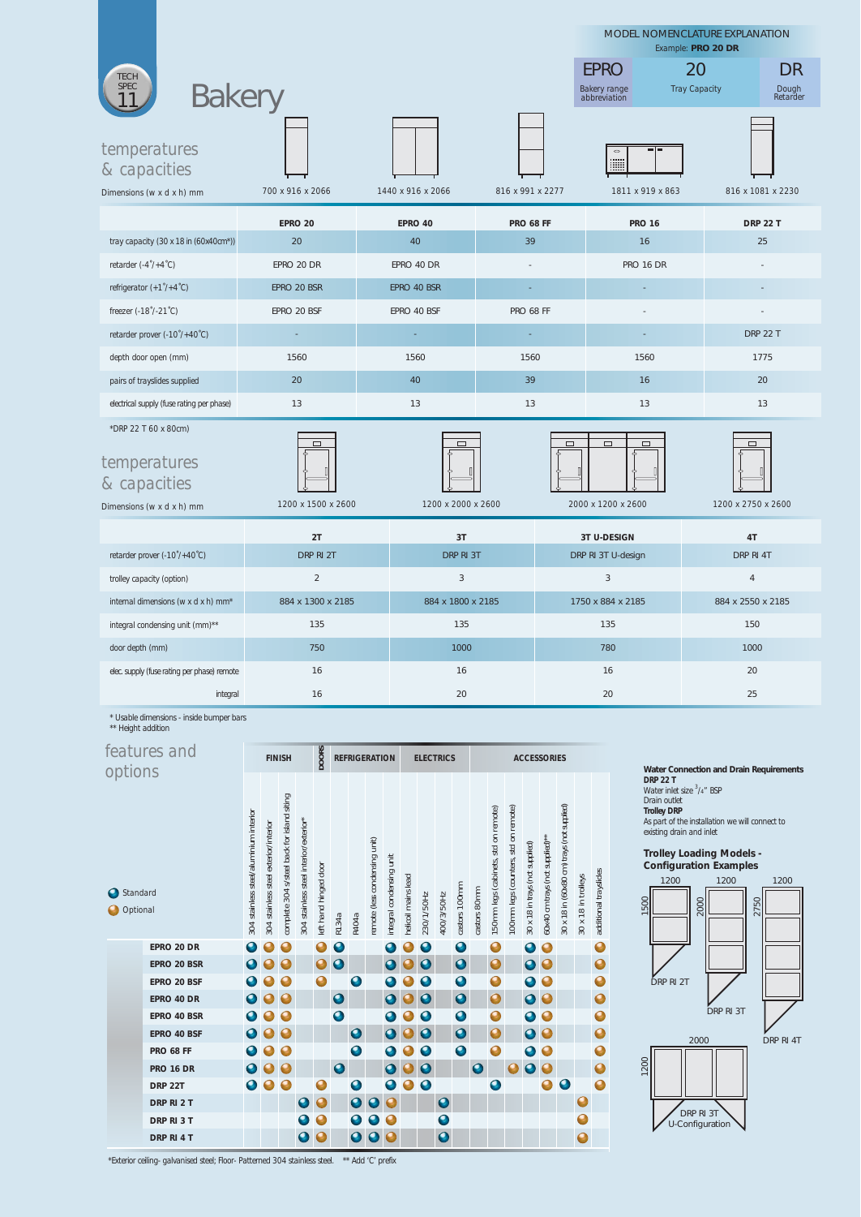# Bakery

TECH SPEC 11

**MODEL NOMENCLATURE EXPLANATION**
Example: **PRO 20 DR**

| EPRO | 20 | DR |
|---|---|---|
| Bakery range abbreviation | Tray Capacity | Dough Retarder |

## temperatures & capacities

| Dimensions (w x d x h) mm | 700 x 916 x 2066 | 1440 x 916 x 2066 | 816 x 991 x 2277 | 1811 x 919 x 863 | 816 x 1081 x 2230 |
|---|---|---|---|---|---|
| | **EPRO 20** | **EPRO 40** | **PRO 68 FF** | **PRO 16** | **DRP 22 T** |
| tray capacity (30 x 18 in (60x40cm*)) | 20 | 40 | 39 | 16 | 25 |
| retarder (-4˚/+4˚C) | EPRO 20 DR | EPRO 40 DR | - | PRO 16 DR | - |
| refrigerator (+1˚/+4˚C) | EPRO 20 BSR | EPRO 40 BSR | - | - | - |
| freezer (-18˚/-21˚C) | EPRO 20 BSF | EPRO 40 BSF | PRO 68 FF | - | - |
| retarder prover (-10˚/+40˚C) | - | - | - | - | DRP 22 T |
| depth door open (mm) | 1560 | 1560 | 1560 | 1560 | 1775 |
| pairs of trayslides supplied | 20 | 40 | 39 | 16 | 20 |
| electrical supply (fuse rating per phase) | 13 | 13 | 13 | 13 | 13 |

*DRP 22 T 60 x 80cm)

## temperatures & capacities

| Dimensions (w x d x h) mm | 1200 x 1500 x 2600 | 1200 x 2000 x 2600 | 2000 x 1200 x 2600 | 1200 x 2750 x 2600 |
|---|---|---|---|---|
| | **2T** | **3T** | **3T U-DESIGN** | **4T** |
| retarder prover (-10˚/+40˚C) | DRP RI 2T | DRP RI 3T | DRP RI 3T U-design | DRP RI 4T |
| trolley capacity (option) | 2 | 3 | 3 | 4 |
| internal dimensions (w x d x h) mm* | 884 x 1300 x 2185 | 884 x 1800 x 2185 | 1750 x 884 x 2185 | 884 x 2550 x 2185 |
| integral condensing unit (mm)** | 135 | 135 | 135 | 150 |
| door depth (mm) | 750 | 1000 | 780 | 1000 |
| elec. supply (fuse rating per phase) remote | 16 | 16 | 16 | 20 |
| integral | 16 | 20 | 20 | 25 |

\* Usable dimensions - inside bumper bars
** Height addition

## features and options

● Standard
○ Optional

| | FINISH | | | | DOORS | REFRIGERATION | | | | ELECTRICS | | | | ACCESSORIES | | | | | | | |
|---|---|---|---|---|---|---|---|---|---|---|---|---|---|---|---|---|---|---|---|---|---|
| | 304 stainless steel/aluminium interior | 304 stainless steel exterior/interior | complete 304 s/steel back for island siting | 304 stainless steel interior/exterior* | left hand hinged door | R134a | R404a | remote (less condensing unit) | integral condensing unit | helicoil mains lead | 230/1/50Hz | 400/3/50Hz | castors 100mm | castors 80mm | 150mm legs (cabinets, std on remote) | 100mm legs (counters, std on remote) | 30 x 18 in trays (not supplied) | 60x40 cm trays (not supplied)** | 30 x 18 in (60x80 cm) trays (not supplied) | 30 x 18 in trolleys | additional trayslides |
| **EPRO 20 DR** | ● | ○ | ○ | | ○ | ● | | | ● | ○ | ● | | ● | | ○ | | ● | ○ | | | ○ |
| **EPRO 20 BSR** | ● | ○ | ○ | | ○ | ● | | | ● | ○ | ● | | ● | | ○ | | ● | ○ | | | ○ |
| **EPRO 20 BSF** | ● | ○ | ○ | | ○ | | ● | | ● | ○ | ● | | ● | | ○ | | ● | ○ | | | ○ |
| **EPRO 40 DR** | ● | ○ | ○ | | | ● | | | ● | ○ | ● | | ● | | ○ | | ● | ○ | | | ○ |
| **EPRO 40 BSR** | ● | ○ | ○ | | | ● | | | ● | ○ | ● | | ● | | ○ | | ● | ○ | | | ○ |
| **EPRO 40 BSF** | ● | ○ | ○ | | | | ● | | ● | ○ | ● | | ● | | ○ | | ● | ○ | | | ○ |
| **PRO 68 FF** | ● | ○ | ○ | | | | ● | | ● | ○ | ● | | ● | | ○ | | ● | ○ | | | ○ |
| **PRO 16 DR** | ● | ○ | ○ | | | ● | | | ● | ○ | ● | | | ● | | ○ | ● | ○ | | | ○ |
| **DRP 22T** | ● | ○ | ○ | | ○ | | ● | | ● | ○ | ● | | | | ● | | | ○ | ● | | ○ |
| **DRP RI 2 T** | | | | ● | ○ | | ● | ● | ○ | | | ● | | | | | | | | ○ | |
| **DRP RI 3 T** | | | | ● | ○ | | ● | ● | ○ | | | ● | | | | | | | | ○ | |
| **DRP RI 4 T** | | | | ● | ○ | | ● | ● | ○ | | | ● | | | | | | | | ○ | |

*Exterior ceiling- galvanised steel; Floor- Patterned 304 stainless steel. ** Add 'C' prefix

**Water Connection and Drain Requirements**
**DRP 22 T**
Water inlet size $^3/_4$" BSP
Drain outlet
**Trolley DRP**
As part of the installation we will connect to existing drain and inlet

**Trolley Loading Models - Configuration Examples**

1200
1500
DRP RI 2T

1200
2000
DRP RI 3T

1200
2750
DRP RI 4T

2000
1200
DRP RI 3T U-Configuration